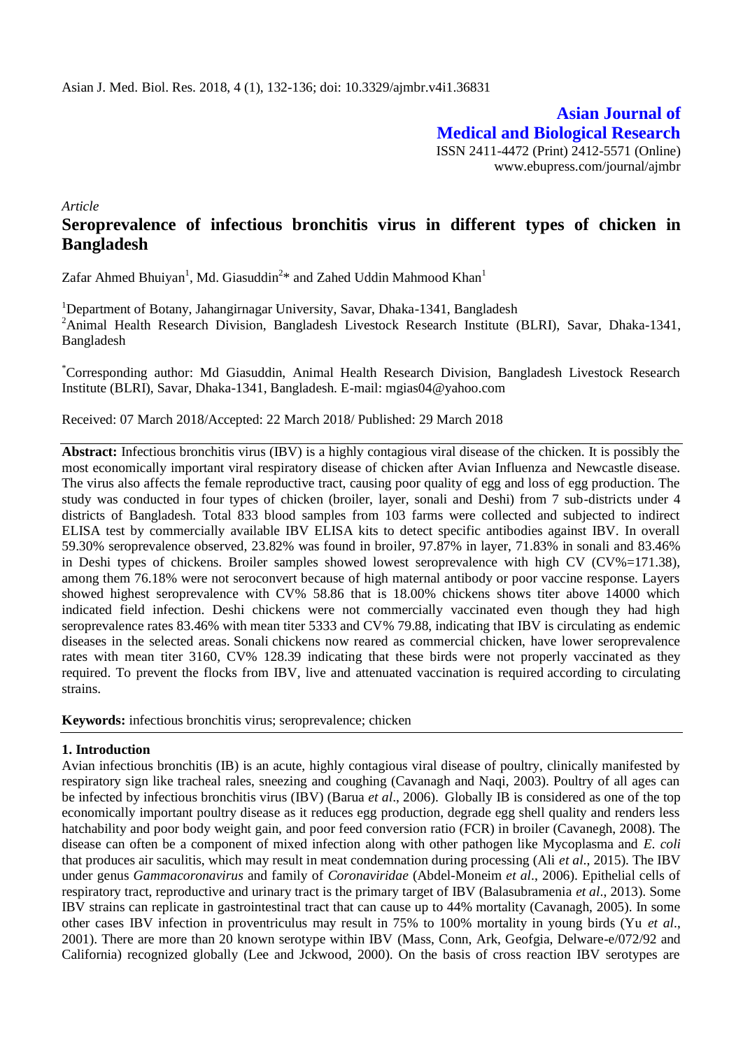Asian J. Med. Biol. Res. 2018, 4 (1), 132-136; doi: 10.3329/ajmbr.v4i1.36831

**Asian Journal of Medical and Biological Research**
ISSN 2411-4472 (Print) 2412-5571 (Online)
www.ebupress.com/journal/ajmbr

*Article*

# Seroprevalence of infectious bronchitis virus in different types of chicken in Bangladesh

Zafar Ahmed Bhuiyan[1], Md. Giasuddin[2]* and Zahed Uddin Mahmood Khan[1]

[1]Department of Botany, Jahangirnagar University, Savar, Dhaka-1341, Bangladesh
[2]Animal Health Research Division, Bangladesh Livestock Research Institute (BLRI), Savar, Dhaka-1341, Bangladesh

*Corresponding author: Md Giasuddin, Animal Health Research Division, Bangladesh Livestock Research Institute (BLRI), Savar, Dhaka-1341, Bangladesh. E-mail: mgias04@yahoo.com

Received: 07 March 2018/Accepted: 22 March 2018/ Published: 29 March 2018

**Abstract:** Infectious bronchitis virus (IBV) is a highly contagious viral disease of the chicken. It is possibly the most economically important viral respiratory disease of chicken after Avian Influenza and Newcastle disease. The virus also affects the female reproductive tract, causing poor quality of egg and loss of egg production. The study was conducted in four types of chicken (broiler, layer, sonali and Deshi) from 7 sub-districts under 4 districts of Bangladesh. Total 833 blood samples from 103 farms were collected and subjected to indirect ELISA test by commercially available IBV ELISA kits to detect specific antibodies against IBV. In overall 59.30% seroprevalence observed, 23.82% was found in broiler, 97.87% in layer, 71.83% in sonali and 83.46% in Deshi types of chickens. Broiler samples showed lowest seroprevalence with high CV (CV%=171.38), among them 76.18% were not seroconvert because of high maternal antibody or poor vaccine response. Layers showed highest seroprevalence with CV% 58.86 that is 18.00% chickens shows titer above 14000 which indicated field infection. Deshi chickens were not commercially vaccinated even though they had high seroprevalence rates 83.46% with mean titer 5333 and CV% 79.88, indicating that IBV is circulating as endemic diseases in the selected areas. Sonali chickens now reared as commercial chicken, have lower seroprevalence rates with mean titer 3160, CV% 128.39 indicating that these birds were not properly vaccinated as they required. To prevent the flocks from IBV, live and attenuated vaccination is required according to circulating strains.

**Keywords:** infectious bronchitis virus; seroprevalence; chicken

## 1. Introduction

Avian infectious bronchitis (IB) is an acute, highly contagious viral disease of poultry, clinically manifested by respiratory sign like tracheal rales, sneezing and coughing (Cavanagh and Naqi, 2003). Poultry of all ages can be infected by infectious bronchitis virus (IBV) (Barua *et al*., 2006). Globally IB is considered as one of the top economically important poultry disease as it reduces egg production, degrade egg shell quality and renders less hatchability and poor body weight gain, and poor feed conversion ratio (FCR) in broiler (Cavanegh, 2008). The disease can often be a component of mixed infection along with other pathogen like Mycoplasma and *E. coli* that produces air saculitis, which may result in meat condemnation during processing (Ali *et al*., 2015). The IBV under genus *Gammacoronavirus* and family of *Coronaviridae* (Abdel-Moneim *et al*., 2006). Epithelial cells of respiratory tract, reproductive and urinary tract is the primary target of IBV (Balasubramenia *et al*., 2013). Some IBV strains can replicate in gastrointestinal tract that can cause up to 44% mortality (Cavanagh, 2005). In some other cases IBV infection in proventriculus may result in 75% to 100% mortality in young birds (Yu *et al*., 2001). There are more than 20 known serotype within IBV (Mass, Conn, Ark, Geofgia, Delware-e/072/92 and California) recognized globally (Lee and Jckwood, 2000). On the basis of cross reaction IBV serotypes are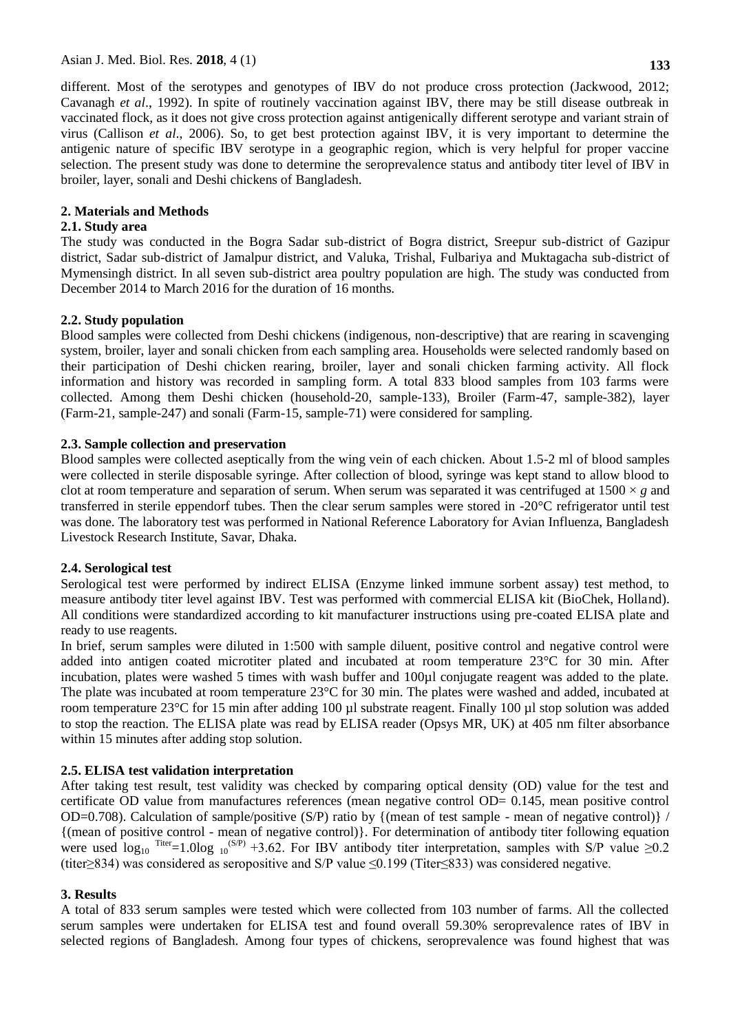different. Most of the serotypes and genotypes of IBV do not produce cross protection (Jackwood, 2012; Cavanagh *et al*., 1992). In spite of routinely vaccination against IBV, there may be still disease outbreak in vaccinated flock, as it does not give cross protection against antigenically different serotype and variant strain of virus (Callison *et al*., 2006). So, to get best protection against IBV, it is very important to determine the antigenic nature of specific IBV serotype in a geographic region, which is very helpful for proper vaccine selection. The present study was done to determine the seroprevalence status and antibody titer level of IBV in broiler, layer, sonali and Deshi chickens of Bangladesh.

## 2. Materials and Methods

### 2.1. Study area

The study was conducted in the Bogra Sadar sub-district of Bogra district, Sreepur sub-district of Gazipur district, Sadar sub-district of Jamalpur district, and Valuka, Trishal, Fulbariya and Muktagacha sub-district of Mymensingh district. In all seven sub-district area poultry population are high. The study was conducted from December 2014 to March 2016 for the duration of 16 months.

### 2.2. Study population

Blood samples were collected from Deshi chickens (indigenous, non-descriptive) that are rearing in scavenging system, broiler, layer and sonali chicken from each sampling area. Households were selected randomly based on their participation of Deshi chicken rearing, broiler, layer and sonali chicken farming activity. All flock information and history was recorded in sampling form. A total 833 blood samples from 103 farms were collected. Among them Deshi chicken (household-20, sample-133), Broiler (Farm-47, sample-382), layer (Farm-21, sample-247) and sonali (Farm-15, sample-71) were considered for sampling.

### 2.3. Sample collection and preservation

Blood samples were collected aseptically from the wing vein of each chicken. About 1.5-2 ml of blood samples were collected in sterile disposable syringe. After collection of blood, syringe was kept stand to allow blood to clot at room temperature and separation of serum. When serum was separated it was centrifuged at $1500 \times g$ and transferred in sterile eppendorf tubes. Then the clear serum samples were stored in -20°C refrigerator until test was done. The laboratory test was performed in National Reference Laboratory for Avian Influenza, Bangladesh Livestock Research Institute, Savar, Dhaka.

### 2.4. Serological test

Serological test were performed by indirect ELISA (Enzyme linked immune sorbent assay) test method, to measure antibody titer level against IBV. Test was performed with commercial ELISA kit (BioChek, Holland). All conditions were standardized according to kit manufacturer instructions using pre-coated ELISA plate and ready to use reagents.

In brief, serum samples were diluted in 1:500 with sample diluent, positive control and negative control were added into antigen coated microtiter plated and incubated at room temperature 23°C for 30 min. After incubation, plates were washed 5 times with wash buffer and 100µl conjugate reagent was added to the plate. The plate was incubated at room temperature 23°C for 30 min. The plates were washed and added, incubated at room temperature 23°C for 15 min after adding 100 µl substrate reagent. Finally 100 µl stop solution was added to stop the reaction. The ELISA plate was read by ELISA reader (Opsys MR, UK) at 405 nm filter absorbance within 15 minutes after adding stop solution.

### 2.5. ELISA test validation interpretation

After taking test result, test validity was checked by comparing optical density (OD) value for the test and certificate OD value from manufactures references (mean negative control OD= 0.145, mean positive control OD=0.708). Calculation of sample/positive (S/P) ratio by {(mean of test sample - mean of negative control)} / {(mean of positive control - mean of negative control)}. For determination of antibody titer following equation were used $\log_{10}{}^{\text{Titer}} = 1.0 \log_{10}{}^{(S/P)} + 3.62$. For IBV antibody titer interpretation, samples with S/P value ≥0.2 (titer≥834) was considered as seropositive and S/P value ≤0.199 (Titer≤833) was considered negative.

## 3. Results

A total of 833 serum samples were tested which were collected from 103 number of farms. All the collected serum samples were undertaken for ELISA test and found overall 59.30% seroprevalence rates of IBV in selected regions of Bangladesh. Among four types of chickens, seroprevalence was found highest that was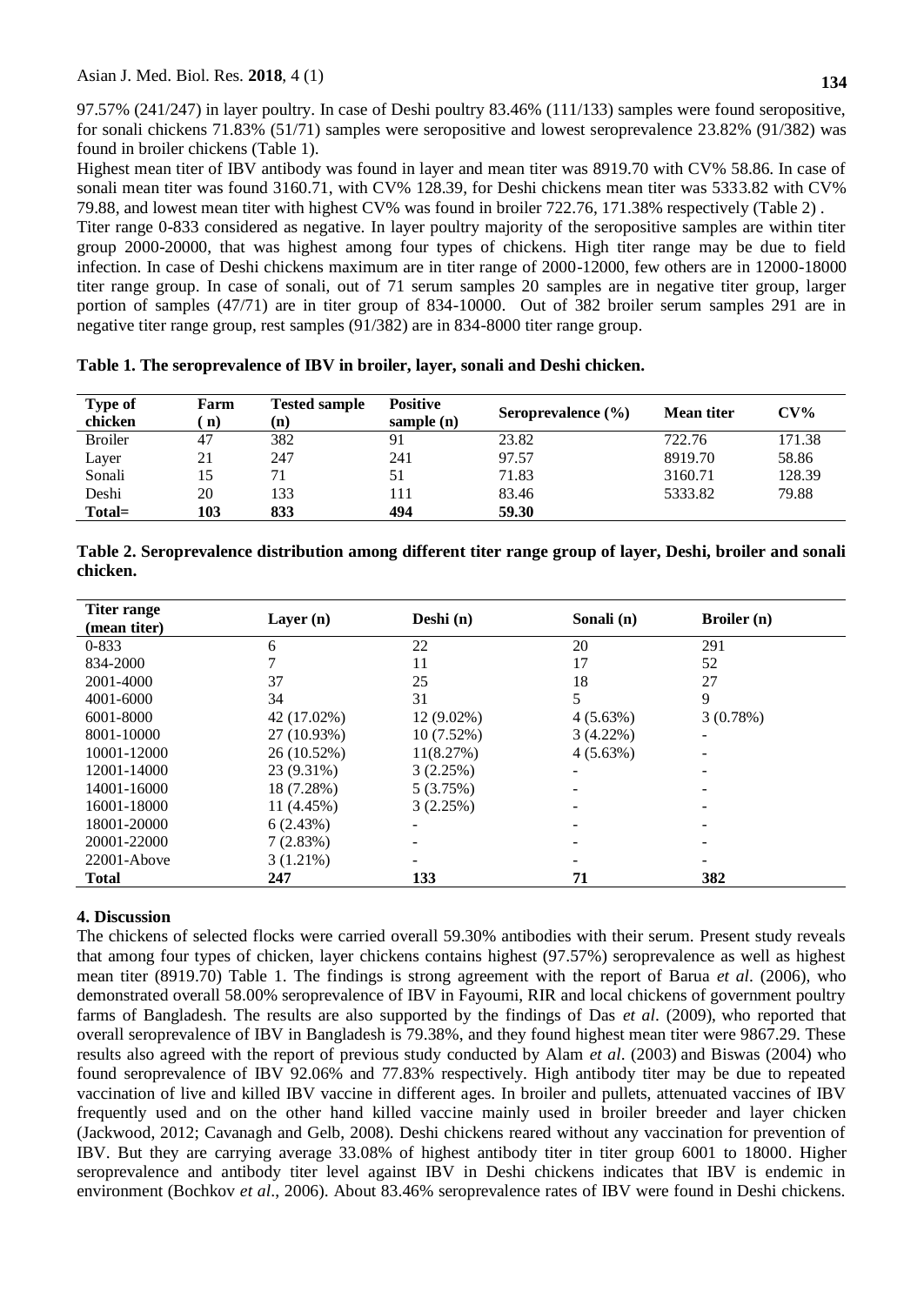97.57% (241/247) in layer poultry. In case of Deshi poultry 83.46% (111/133) samples were found seropositive, for sonali chickens 71.83% (51/71) samples were seropositive and lowest seroprevalence 23.82% (91/382) was found in broiler chickens (Table 1).

Highest mean titer of IBV antibody was found in layer and mean titer was 8919.70 with CV% 58.86. In case of sonali mean titer was found 3160.71, with CV% 128.39, for Deshi chickens mean titer was 5333.82 with CV% 79.88, and lowest mean titer with highest CV% was found in broiler 722.76, 171.38% respectively (Table 2) .

Titer range 0-833 considered as negative. In layer poultry majority of the seropositive samples are within titer group 2000-20000, that was highest among four types of chickens. High titer range may be due to field infection. In case of Deshi chickens maximum are in titer range of 2000-12000, few others are in 12000-18000 titer range group. In case of sonali, out of 71 serum samples 20 samples are in negative titer group, larger portion of samples (47/71) are in titer group of 834-10000. Out of 382 broiler serum samples 291 are in negative titer range group, rest samples (91/382) are in 834-8000 titer range group.

**Table 1. The seroprevalence of IBV in broiler, layer, sonali and Deshi chicken.**

| Type of chicken | Farm (n) | Tested sample (n) | Positive sample (n) | Seroprevalence (%) | Mean titer | CV% |
|---|---|---|---|---|---|---|
| Broiler | 47 | 382 | 91 | 23.82 | 722.76 | 171.38 |
| Layer | 21 | 247 | 241 | 97.57 | 8919.70 | 58.86 |
| Sonali | 15 | 71 | 51 | 71.83 | 3160.71 | 128.39 |
| Deshi | 20 | 133 | 111 | 83.46 | 5333.82 | 79.88 |
| **Total=** | **103** | **833** | **494** | **59.30** | | |

**Table 2. Seroprevalence distribution among different titer range group of layer, Deshi, broiler and sonali chicken.**

| Titer range (mean titer) | Layer (n) | Deshi (n) | Sonali (n) | Broiler (n) |
|---|---|---|---|---|
| 0-833 | 6 | 22 | 20 | 291 |
| 834-2000 | 7 | 11 | 17 | 52 |
| 2001-4000 | 37 | 25 | 18 | 27 |
| 4001-6000 | 34 | 31 | 5 | 9 |
| 6001-8000 | 42 (17.02%) | 12 (9.02%) | 4 (5.63%) | 3 (0.78%) |
| 8001-10000 | 27 (10.93%) | 10 (7.52%) | 3 (4.22%) | - |
| 10001-12000 | 26 (10.52%) | 11(8.27%) | 4 (5.63%) | - |
| 12001-14000 | 23 (9.31%) | 3 (2.25%) | - | - |
| 14001-16000 | 18 (7.28%) | 5 (3.75%) | - | - |
| 16001-18000 | 11 (4.45%) | 3 (2.25%) | - | - |
| 18001-20000 | 6 (2.43%) | - | - | - |
| 20001-22000 | 7 (2.83%) | - | - | - |
| 22001-Above | 3 (1.21%) | - | - | - |
| **Total** | **247** | **133** | **71** | **382** |

## 4. Discussion

The chickens of selected flocks were carried overall 59.30% antibodies with their serum. Present study reveals that among four types of chicken, layer chickens contains highest (97.57%) seroprevalence as well as highest mean titer (8919.70) Table 1. The findings is strong agreement with the report of Barua *et al*. (2006), who demonstrated overall 58.00% seroprevalence of IBV in Fayoumi, RIR and local chickens of government poultry farms of Bangladesh. The results are also supported by the findings of Das *et al*. (2009), who reported that overall seroprevalence of IBV in Bangladesh is 79.38%, and they found highest mean titer were 9867.29. These results also agreed with the report of previous study conducted by Alam *et al*. (2003) and Biswas (2004) who found seroprevalence of IBV 92.06% and 77.83% respectively. High antibody titer may be due to repeated vaccination of live and killed IBV vaccine in different ages. In broiler and pullets, attenuated vaccines of IBV frequently used and on the other hand killed vaccine mainly used in broiler breeder and layer chicken (Jackwood, 2012; Cavanagh and Gelb, 2008). Deshi chickens reared without any vaccination for prevention of IBV. But they are carrying average 33.08% of highest antibody titer in titer group 6001 to 18000. Higher seroprevalence and antibody titer level against IBV in Deshi chickens indicates that IBV is endemic in environment (Bochkov *et al*., 2006). About 83.46% seroprevalence rates of IBV were found in Deshi chickens.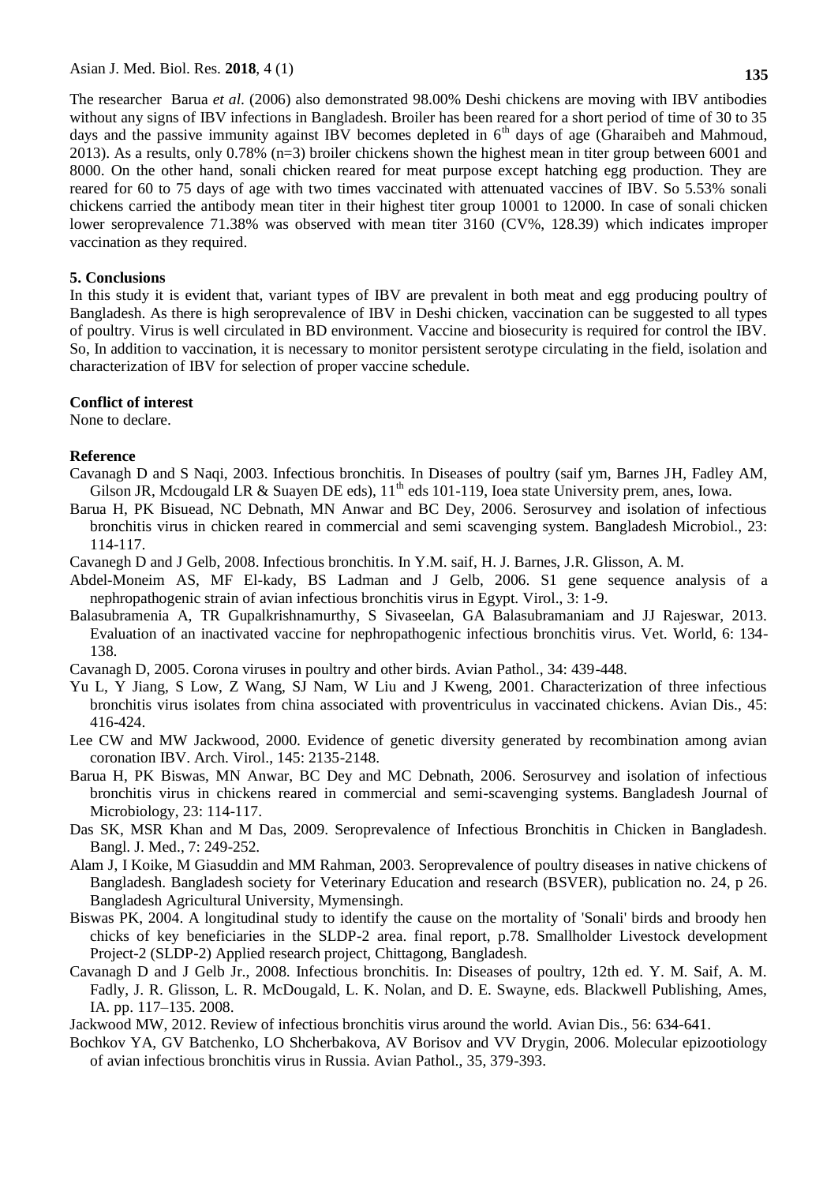The researcher Barua *et al*. (2006) also demonstrated 98.00% Deshi chickens are moving with IBV antibodies without any signs of IBV infections in Bangladesh. Broiler has been reared for a short period of time of 30 to 35 days and the passive immunity against IBV becomes depleted in $6^{th}$ days of age (Gharaibeh and Mahmoud, 2013). As a results, only 0.78% (n=3) broiler chickens shown the highest mean in titer group between 6001 and 8000. On the other hand, sonali chicken reared for meat purpose except hatching egg production. They are reared for 60 to 75 days of age with two times vaccinated with attenuated vaccines of IBV. So 5.53% sonali chickens carried the antibody mean titer in their highest titer group 10001 to 12000. In case of sonali chicken lower seroprevalence 71.38% was observed with mean titer 3160 (CV%, 128.39) which indicates improper vaccination as they required.

## 5. Conclusions

In this study it is evident that, variant types of IBV are prevalent in both meat and egg producing poultry of Bangladesh. As there is high seroprevalence of IBV in Deshi chicken, vaccination can be suggested to all types of poultry. Virus is well circulated in BD environment. Vaccine and biosecurity is required for control the IBV. So, In addition to vaccination, it is necessary to monitor persistent serotype circulating in the field, isolation and characterization of IBV for selection of proper vaccine schedule.

### Conflict of interest

None to declare.

### Reference

Cavanagh D and S Naqi, 2003. Infectious bronchitis. In Diseases of poultry (saif ym, Barnes JH, Fadley AM, Gilson JR, Mcdougald LR & Suayen DE eds), $11^{th}$ eds 101-119, Ioea state University prem, anes, Iowa.

Barua H, PK Bisuead, NC Debnath, MN Anwar and BC Dey, 2006. Serosurvey and isolation of infectious bronchitis virus in chicken reared in commercial and semi scavenging system. Bangladesh Microbiol., 23: 114-117.

Cavanegh D and J Gelb, 2008. Infectious bronchitis. In Y.M. saif, H. J. Barnes, J.R. Glisson, A. M.

Abdel-Moneim AS, MF El-kady, BS Ladman and J Gelb, 2006. S1 gene sequence analysis of a nephropathogenic strain of avian infectious bronchitis virus in Egypt. Virol., 3: 1-9.

Balasubramenia A, TR Gupalkrishnamurthy, S Sivaseelan, GA Balasubramaniam and JJ Rajeswar, 2013. Evaluation of an inactivated vaccine for nephropathogenic infectious bronchitis virus. Vet. World, 6: 134-138.

Cavanagh D, 2005. Corona viruses in poultry and other birds. Avian Pathol., 34: 439-448.

Yu L, Y Jiang, S Low, Z Wang, SJ Nam, W Liu and J Kweng, 2001. Characterization of three infectious bronchitis virus isolates from china associated with proventriculus in vaccinated chickens. Avian Dis., 45: 416-424.

Lee CW and MW Jackwood, 2000. Evidence of genetic diversity generated by recombination among avian coronation IBV. Arch. Virol., 145: 2135-2148.

Barua H, PK Biswas, MN Anwar, BC Dey and MC Debnath, 2006. Serosurvey and isolation of infectious bronchitis virus in chickens reared in commercial and semi-scavenging systems. Bangladesh Journal of Microbiology, 23: 114-117.

Das SK, MSR Khan and M Das, 2009. Seroprevalence of Infectious Bronchitis in Chicken in Bangladesh. Bangl. J. Med., 7: 249-252.

Alam J, I Koike, M Giasuddin and MM Rahman, 2003. Seroprevalence of poultry diseases in native chickens of Bangladesh. Bangladesh society for Veterinary Education and research (BSVER), publication no. 24, p 26. Bangladesh Agricultural University, Mymensingh.

Biswas PK, 2004. A longitudinal study to identify the cause on the mortality of 'Sonali' birds and broody hen chicks of key beneficiaries in the SLDP-2 area. final report, p.78. Smallholder Livestock development Project-2 (SLDP-2) Applied research project, Chittagong, Bangladesh.

Cavanagh D and J Gelb Jr., 2008. Infectious bronchitis. In: Diseases of poultry, 12th ed. Y. M. Saif, A. M. Fadly, J. R. Glisson, L. R. McDougald, L. K. Nolan, and D. E. Swayne, eds. Blackwell Publishing, Ames, IA. pp. 117–135. 2008.

Jackwood MW, 2012. Review of infectious bronchitis virus around the world. Avian Dis., 56: 634-641.

Bochkov YA, GV Batchenko, LO Shcherbakova, AV Borisov and VV Drygin, 2006. Molecular epizootiology of avian infectious bronchitis virus in Russia. Avian Pathol., 35, 379-393.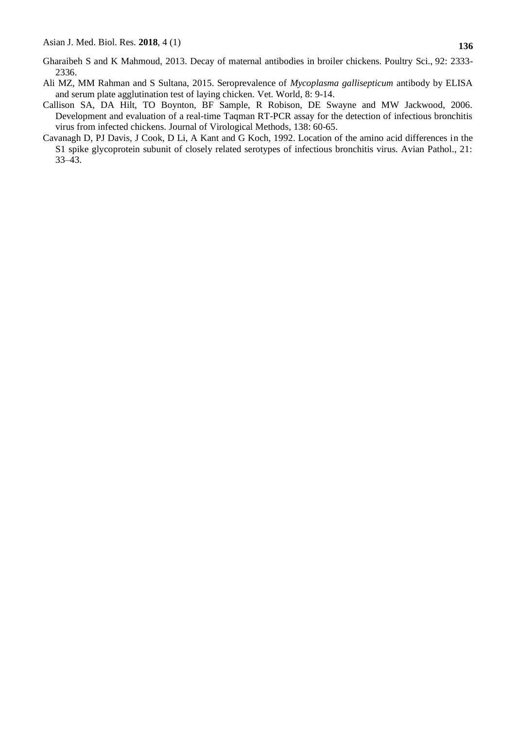Gharaibeh S and K Mahmoud, 2013. Decay of maternal antibodies in broiler chickens. Poultry Sci., 92: 2333-2336.

Ali MZ, MM Rahman and S Sultana, 2015. Seroprevalence of *Mycoplasma gallisepticum* antibody by ELISA and serum plate agglutination test of laying chicken. Vet. World, 8: 9-14.

Callison SA, DA Hilt, TO Boynton, BF Sample, R Robison, DE Swayne and MW Jackwood, 2006. Development and evaluation of a real-time Taqman RT-PCR assay for the detection of infectious bronchitis virus from infected chickens. Journal of Virological Methods, 138: 60-65.

Cavanagh D, PJ Davis, J Cook, D Li, A Kant and G Koch, 1992. Location of the amino acid differences in the S1 spike glycoprotein subunit of closely related serotypes of infectious bronchitis virus. Avian Pathol., 21: 33–43.